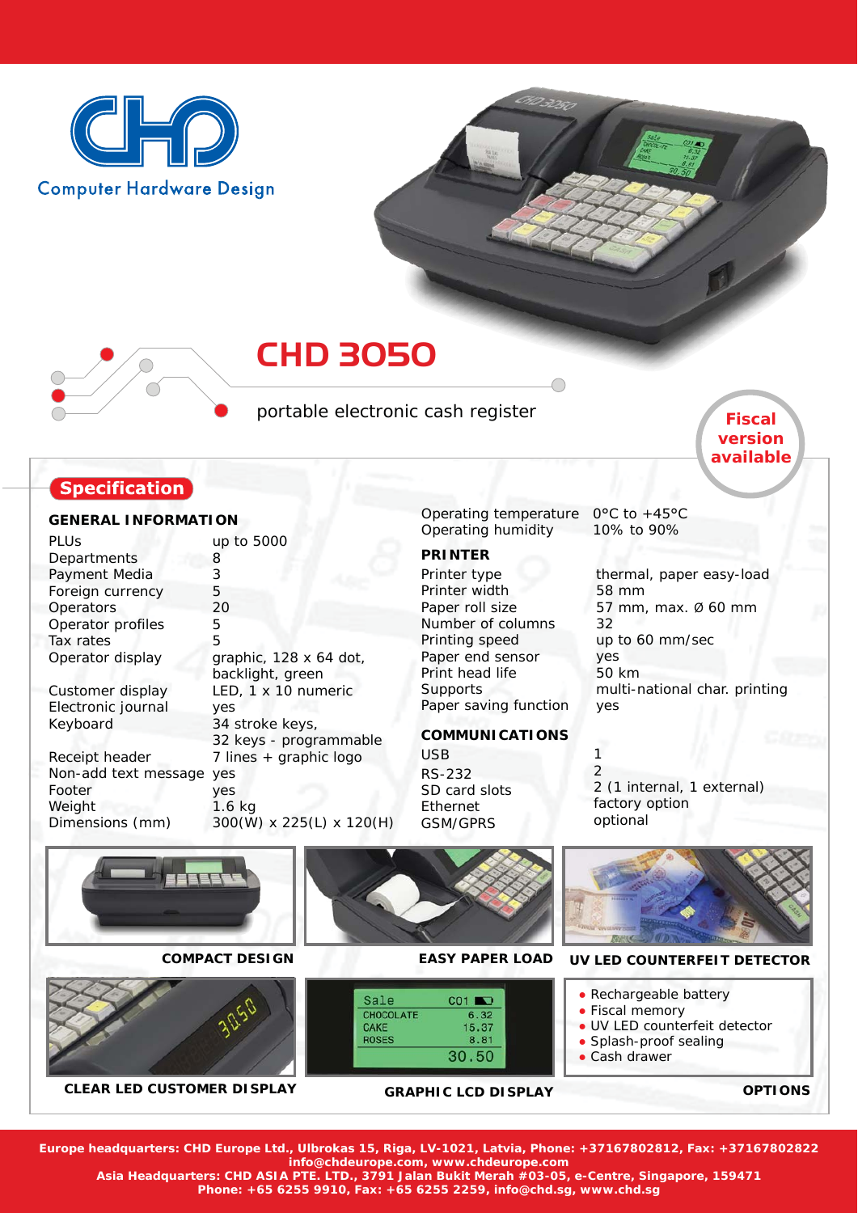Computer Hardware Design

# CHD 3050

portable electronic cash register

**Fiscal version available**

## Specification

### GENERAL INFORMATION

| | |
|---|---|
| PLUs | up to 5000 |
| Departments | 8 |
| Payment Media | 3 |
| Foreign currency | 5 |
| Operators | 20 |
| Operator profiles | 5 |
| Tax rates | 5 |
| Operator display | graphic, 128 x 64 dot, backlight, green |
| Customer display | LED, 1 x 10 numeric |
| Electronic journal | yes |
| Keyboard | 34 stroke keys, 32 keys - programmable |
| Receipt header | 7 lines + graphic logo |
| Non-add text message | yes |
| Footer | yes |
| Weight | 1.6 kg |
| Dimensions (mm) | 300(W) x 225(L) x 120(H) |
| Operating temperature | 0°C to +45°C |
| Operating humidity | 10% to 90% |

### PRINTER

| | |
|---|---|
| Printer type | thermal, paper easy-load |
| Printer width | 58 mm |
| Paper roll size | 57 mm, max. Ø 60 mm |
| Number of columns | 32 |
| Printing speed | up to 60 mm/sec |
| Paper end sensor | yes |
| Print head life | 50 km |
| Supports | multi-national char. printing |
| Paper saving function | yes |

### COMMUNICATIONS

| | |
|---|---|
| USB | 1 |
| RS-232 | 2 |
| SD card slots | 2 (1 internal, 1 external) |
| Ethernet | factory option |
| GSM/GPRS | optional |

COMPACT DESIGN

EASY PAPER LOAD

UV LED COUNTERFEIT DETECTOR

CLEAR LED CUSTOMER DISPLAY

GRAPHIC LCD DISPLAY

**OPTIONS**

- Rechargeable battery
- Fiscal memory
- UV LED counterfeit detector
- Splash-proof sealing
- Cash drawer

**Europe headquarters: CHD Europe Ltd., Ulbrokas 15, Riga, LV-1021, Latvia, Phone: +37167802812, Fax: +37167802822**
**info@chdeurope.com, www.chdeurope.com**
**Asia Headquarters: CHD ASIA PTE. LTD., 3791 Jalan Bukit Merah #03-05, e-Centre, Singapore, 159471**
**Phone: +65 6255 9910, Fax: +65 6255 2259, info@chd.sg, www.chd.sg**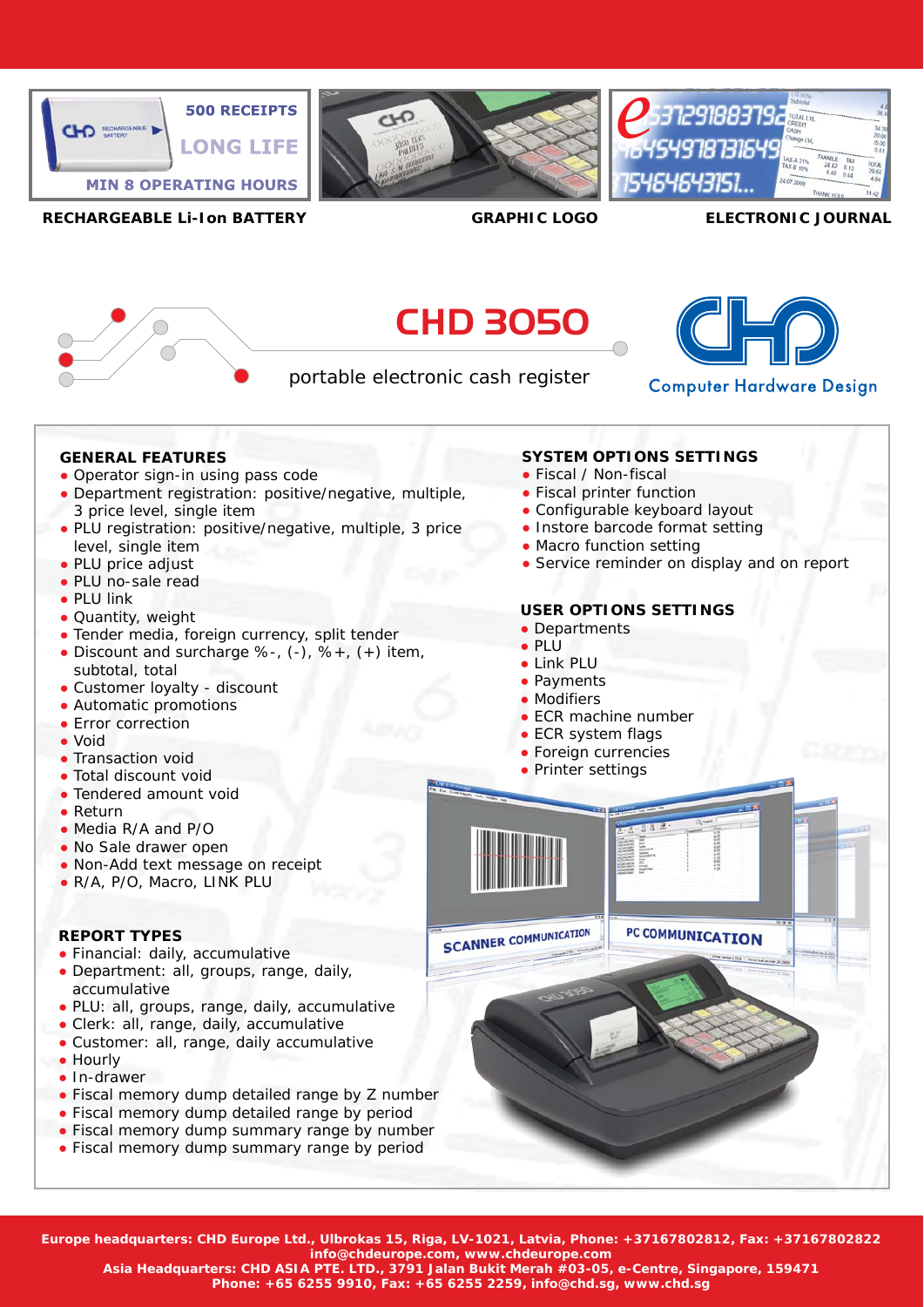RECHARGEABLE Li-Ion BATTERY

GRAPHIC LOGO

ELECTRONIC JOURNAL

# CHD 3050

portable electronic cash register

Computer Hardware Design

## GENERAL FEATURES

- Operator sign-in using pass code
- Department registration: positive/negative, multiple, 3 price level, single item
- PLU registration: positive/negative, multiple, 3 price level, single item
- PLU price adjust
- PLU no-sale read
- PLU link
- Quantity, weight
- Tender media, foreign currency, split tender
- Discount and surcharge %-, (-), %+, (+) item, subtotal, total
- Customer loyalty - discount
- Automatic promotions
- Error correction
- Void
- Transaction void
- Total discount void
- Tendered amount void
- Return
- Media R/A and P/O
- No Sale drawer open
- Non-Add text message on receipt
- R/A, P/O, Macro, LINK PLU

## REPORT TYPES

- Financial: daily, accumulative
- Department: all, groups, range, daily, accumulative
- PLU: all, groups, range, daily, accumulative
- Clerk: all, range, daily, accumulative
- Customer: all, range, daily accumulative
- Hourly
- In-drawer
- Fiscal memory dump detailed range by Z number
- Fiscal memory dump detailed range by period
- Fiscal memory dump summary range by number
- Fiscal memory dump summary range by period

## SYSTEM OPTIONS SETTINGS

- Fiscal / Non-fiscal
- Fiscal printer function
- Configurable keyboard layout
- Instore barcode format setting
- Macro function setting
- Service reminder on display and on report

## USER OPTIONS SETTINGS

- Departments
- PLU
- Link PLU
- Payments
- Modifiers
- ECR machine number
- ECR system flags
- Foreign currencies
- Printer settings

SCANNER COMMUNICATION

PC COMMUNICATION

**Europe headquarters: CHD Europe Ltd., Ulbrokas 15, Riga, LV-1021, Latvia, Phone: +37167802812, Fax: +37167802822**
**info@chdeurope.com, www.chdeurope.com**
**Asia Headquarters: CHD ASIA PTE. LTD., 3791 Jalan Bukit Merah #03-05, e-Centre, Singapore, 159471**
**Phone: +65 6255 9910, Fax: +65 6255 2259, info@chd.sg, www.chd.sg**